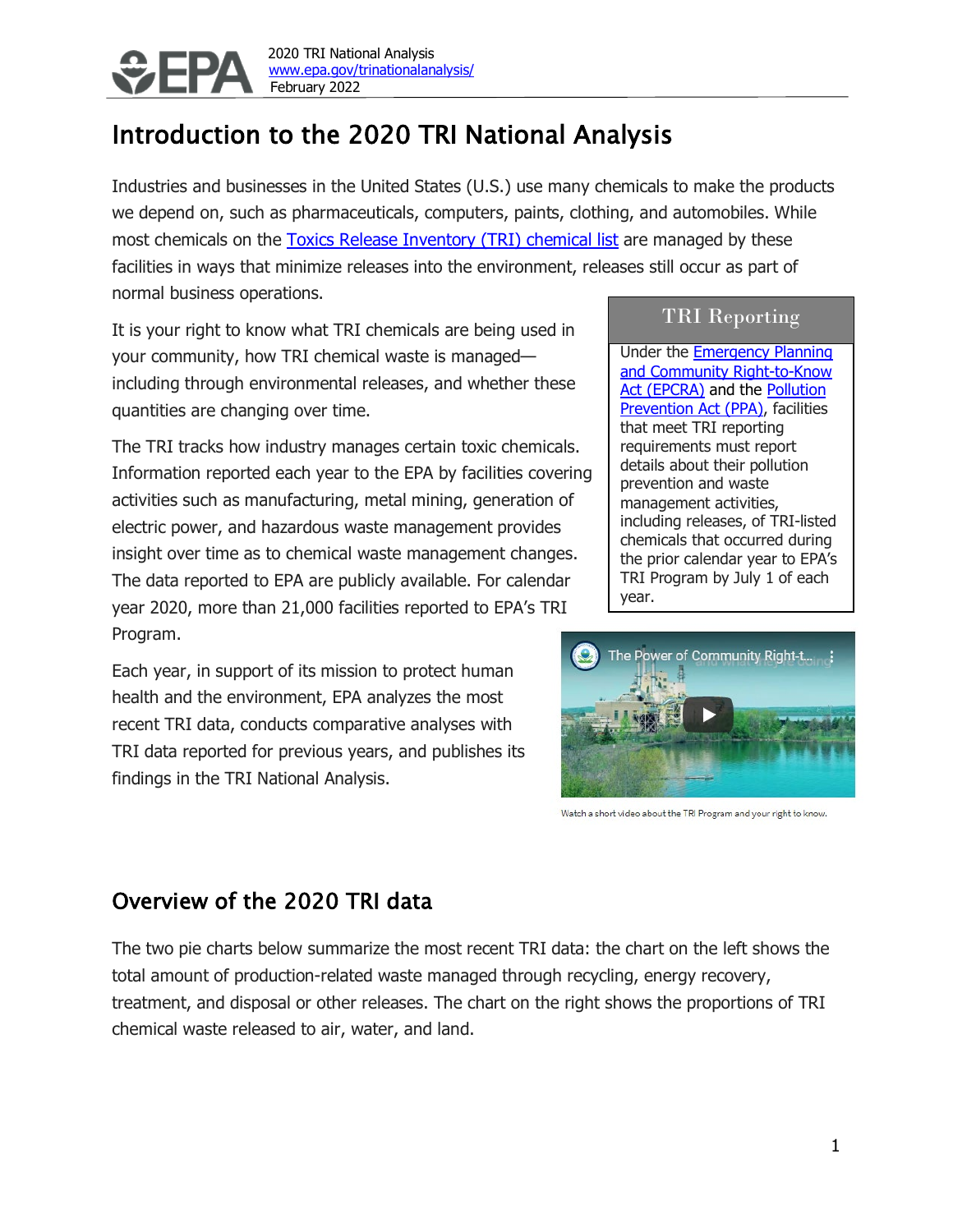# Introduction to the 2020 TRI National Analysis

Industries and businesses in the United States (U.S.) use many chemicals to make the products we depend on, such as pharmaceuticals, computers, paints, clothing, and automobiles. While most chemicals on the [Toxics Release Inventory (TRI) chemical list]() are managed by these facilities in ways that minimize releases into the environment, releases still occur as part of normal business operations.

It is your right to know what TRI chemicals are being used in your community, how TRI chemical waste is managed—including through environmental releases, and whether these quantities are changing over time.

The TRI tracks how industry manages certain toxic chemicals. Information reported each year to the EPA by facilities covering activities such as manufacturing, metal mining, generation of electric power, and hazardous waste management provides insight over time as to chemical waste management changes. The data reported to EPA are publicly available. For calendar year 2020, more than 21,000 facilities reported to EPA's TRI Program.

Each year, in support of its mission to protect human health and the environment, EPA analyzes the most recent TRI data, conducts comparative analyses with TRI data reported for previous years, and publishes its findings in the TRI National Analysis.

> **TRI Reporting**
>
> Under the Emergency Planning and Community Right-to-Know Act (EPCRA) and the Pollution Prevention Act (PPA), facilities that meet TRI reporting requirements must report details about their pollution prevention and waste management activities, including releases, of TRI-listed chemicals that occurred during the prior calendar year to EPA's TRI Program by July 1 of each year.

Watch a short video about the TRI Program and your right to know.

## Overview of the 2020 TRI data

The two pie charts below summarize the most recent TRI data: the chart on the left shows the total amount of production-related waste managed through recycling, energy recovery, treatment, and disposal or other releases. The chart on the right shows the proportions of TRI chemical waste released to air, water, and land.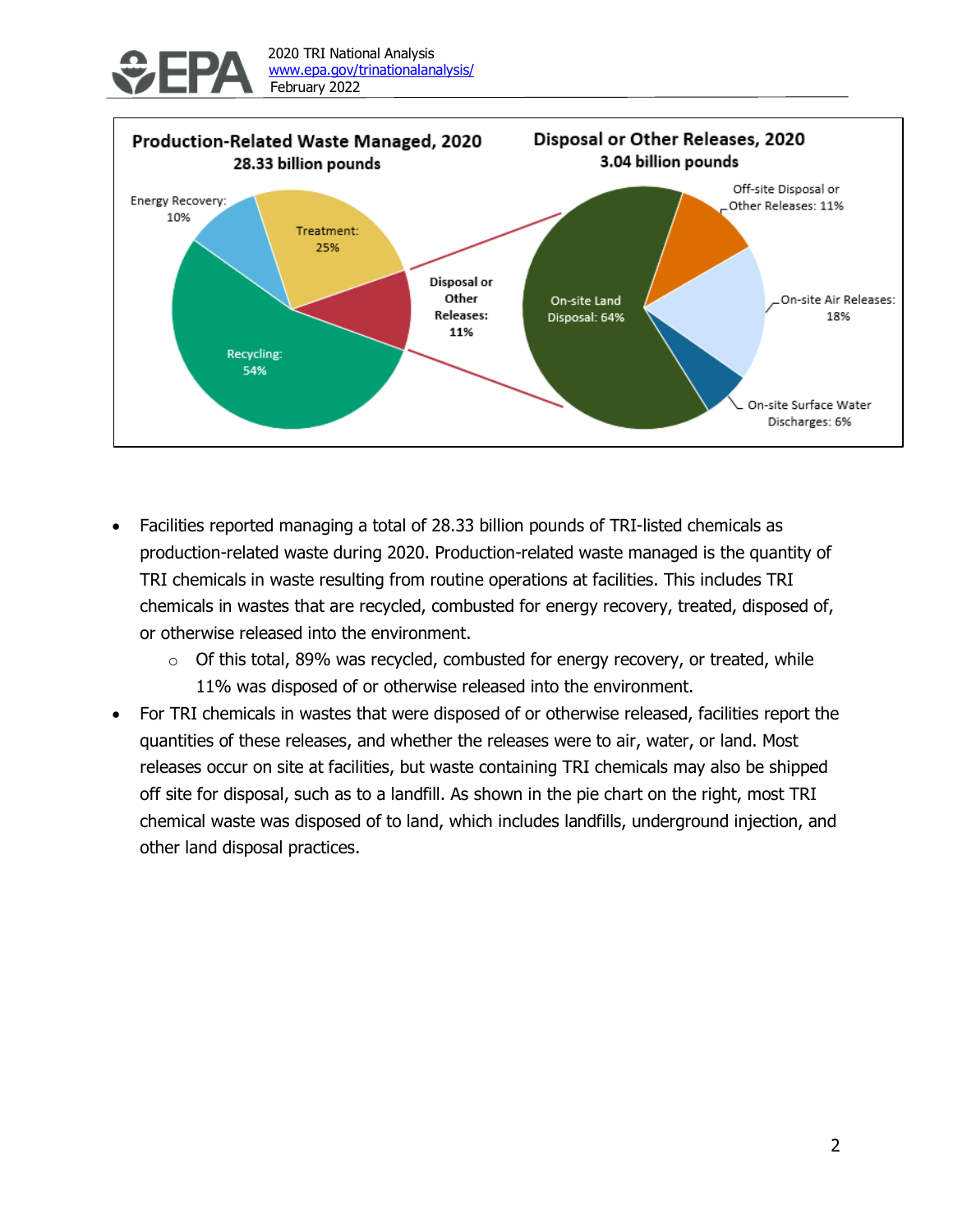**Production-Related Waste Managed, 2020**
**28.33 billion pounds**

Energy Recovery: 10%
Treatment: 25%
Disposal or Other Releases: 11%
Recycling: 54%

**Disposal or Other Releases, 2020**
**3.04 billion pounds**

Off-site Disposal or Other Releases: 11%
On-site Air Releases: 18%
On-site Surface Water Discharges: 6%
On-site Land Disposal: 64%

- Facilities reported managing a total of 28.33 billion pounds of TRI-listed chemicals as production-related waste during 2020. Production-related waste managed is the quantity of TRI chemicals in waste resulting from routine operations at facilities. This includes TRI chemicals in wastes that are recycled, combusted for energy recovery, treated, disposed of, or otherwise released into the environment.
    - Of this total, 89% was recycled, combusted for energy recovery, or treated, while 11% was disposed of or otherwise released into the environment.
- For TRI chemicals in wastes that were disposed of or otherwise released, facilities report the quantities of these releases, and whether the releases were to air, water, or land. Most releases occur on site at facilities, but waste containing TRI chemicals may also be shipped off site for disposal, such as to a landfill. As shown in the pie chart on the right, most TRI chemical waste was disposed of to land, which includes landfills, underground injection, and other land disposal practices.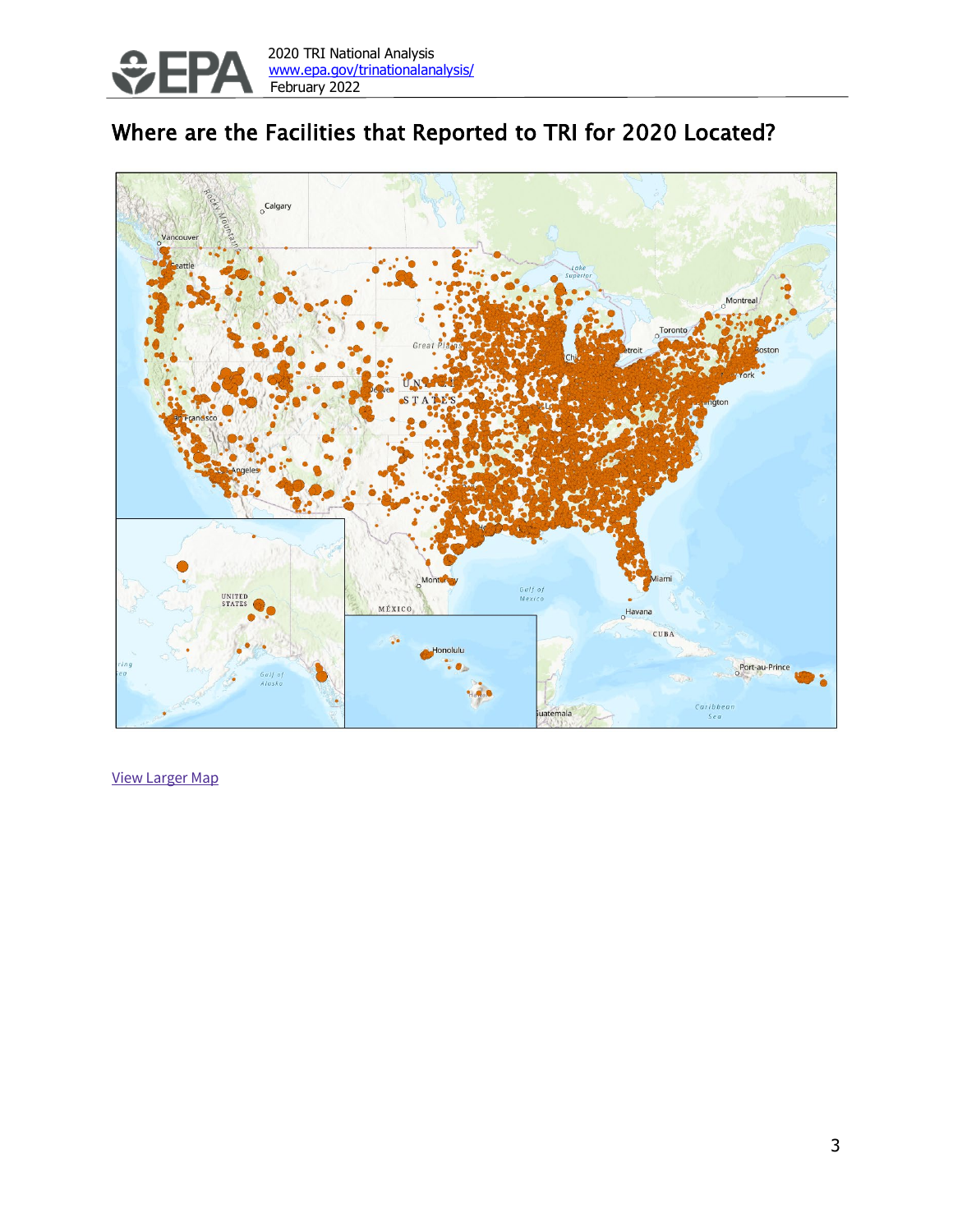## Where are the Facilities that Reported to TRI for 2020 Located?

View Larger Map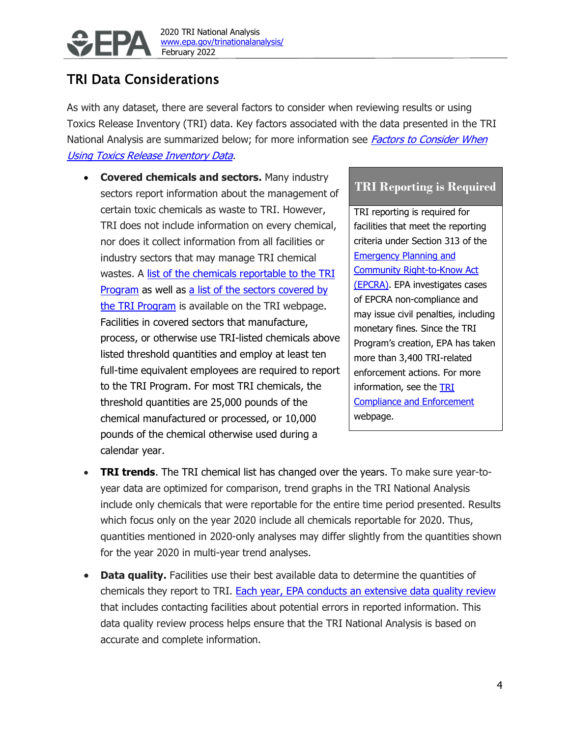## TRI Data Considerations

As with any dataset, there are several factors to consider when reviewing results or using Toxics Release Inventory (TRI) data. Key factors associated with the data presented in the TRI National Analysis are summarized below; for more information see *Factors to Consider When Using Toxics Release Inventory Data*.

- **Covered chemicals and sectors.** Many industry sectors report information about the management of certain toxic chemicals as waste to TRI. However, TRI does not include information on every chemical, nor does it collect information from all facilities or industry sectors that may manage TRI chemical wastes. A list of the chemicals reportable to the TRI Program as well as a list of the sectors covered by the TRI Program is available on the TRI webpage. Facilities in covered sectors that manufacture, process, or otherwise use TRI-listed chemicals above listed threshold quantities and employ at least ten full-time equivalent employees are required to report to the TRI Program. For most TRI chemicals, the threshold quantities are 25,000 pounds of the chemical manufactured or processed, or 10,000 pounds of the chemical otherwise used during a calendar year.

> **TRI Reporting is Required**
>
> TRI reporting is required for facilities that meet the reporting criteria under Section 313 of the Emergency Planning and Community Right-to-Know Act (EPCRA). EPA investigates cases of EPCRA non-compliance and may issue civil penalties, including monetary fines. Since the TRI Program's creation, EPA has taken more than 3,400 TRI-related enforcement actions. For more information, see the TRI Compliance and Enforcement webpage.

- **TRI trends**. The TRI chemical list has changed over the years. To make sure year-to-year data are optimized for comparison, trend graphs in the TRI National Analysis include only chemicals that were reportable for the entire time period presented. Results which focus only on the year 2020 include all chemicals reportable for 2020. Thus, quantities mentioned in 2020-only analyses may differ slightly from the quantities shown for the year 2020 in multi-year trend analyses.

- **Data quality.** Facilities use their best available data to determine the quantities of chemicals they report to TRI. Each year, EPA conducts an extensive data quality review that includes contacting facilities about potential errors in reported information. This data quality review process helps ensure that the TRI National Analysis is based on accurate and complete information.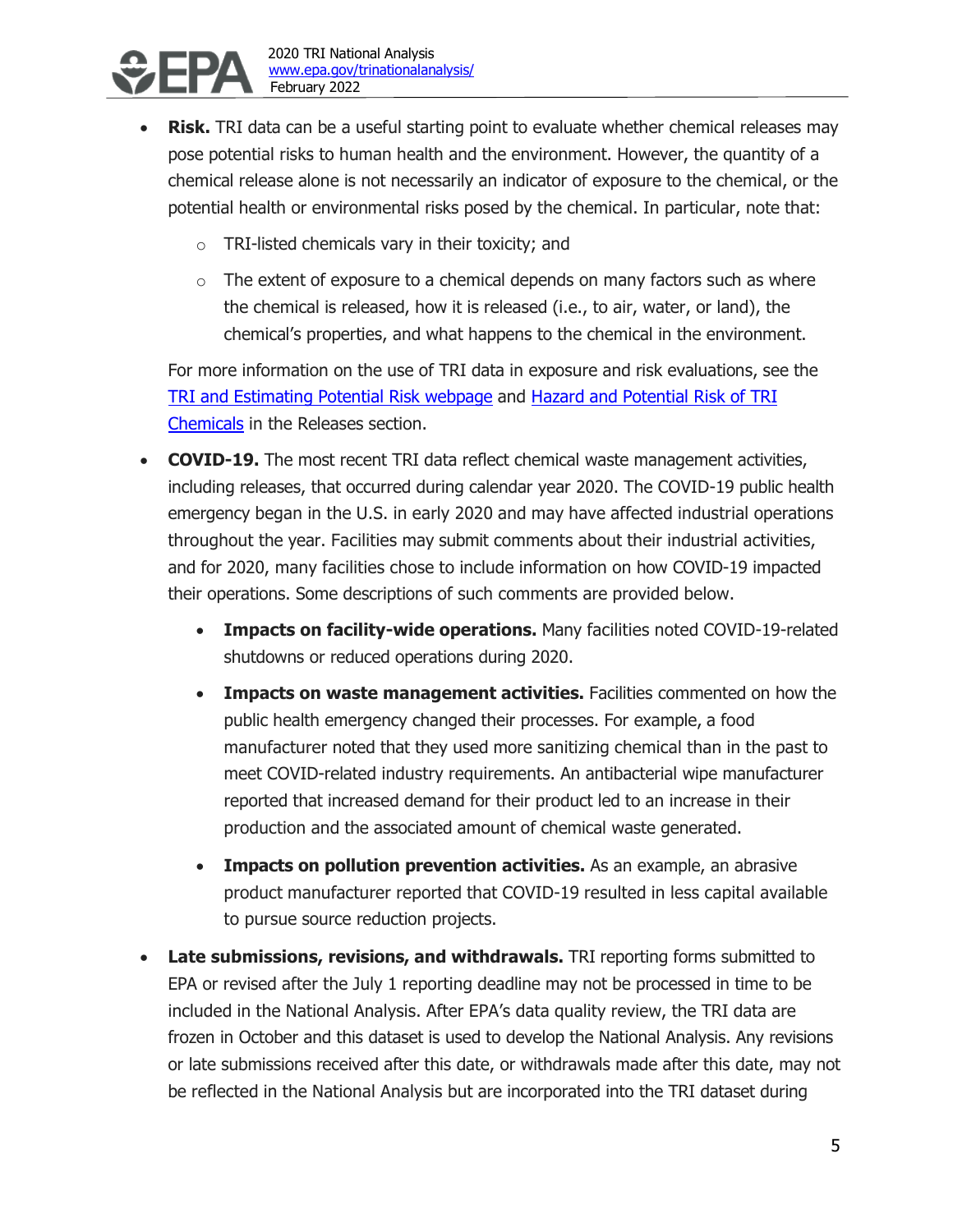- **Risk.** TRI data can be a useful starting point to evaluate whether chemical releases may pose potential risks to human health and the environment. However, the quantity of a chemical release alone is not necessarily an indicator of exposure to the chemical, or the potential health or environmental risks posed by the chemical. In particular, note that:
    - TRI-listed chemicals vary in their toxicity; and
    - The extent of exposure to a chemical depends on many factors such as where the chemical is released, how it is released (i.e., to air, water, or land), the chemical's properties, and what happens to the chemical in the environment.

  For more information on the use of TRI data in exposure and risk evaluations, see the TRI and Estimating Potential Risk webpage and Hazard and Potential Risk of TRI Chemicals in the Releases section.

- **COVID-19.** The most recent TRI data reflect chemical waste management activities, including releases, that occurred during calendar year 2020. The COVID-19 public health emergency began in the U.S. in early 2020 and may have affected industrial operations throughout the year. Facilities may submit comments about their industrial activities, and for 2020, many facilities chose to include information on how COVID-19 impacted their operations. Some descriptions of such comments are provided below.
    - **Impacts on facility-wide operations.** Many facilities noted COVID-19-related shutdowns or reduced operations during 2020.
    - **Impacts on waste management activities.** Facilities commented on how the public health emergency changed their processes. For example, a food manufacturer noted that they used more sanitizing chemical than in the past to meet COVID-related industry requirements. An antibacterial wipe manufacturer reported that increased demand for their product led to an increase in their production and the associated amount of chemical waste generated.
    - **Impacts on pollution prevention activities.** As an example, an abrasive product manufacturer reported that COVID-19 resulted in less capital available to pursue source reduction projects.

- **Late submissions, revisions, and withdrawals.** TRI reporting forms submitted to EPA or revised after the July 1 reporting deadline may not be processed in time to be included in the National Analysis. After EPA's data quality review, the TRI data are frozen in October and this dataset is used to develop the National Analysis. Any revisions or late submissions received after this date, or withdrawals made after this date, may not be reflected in the National Analysis but are incorporated into the TRI dataset during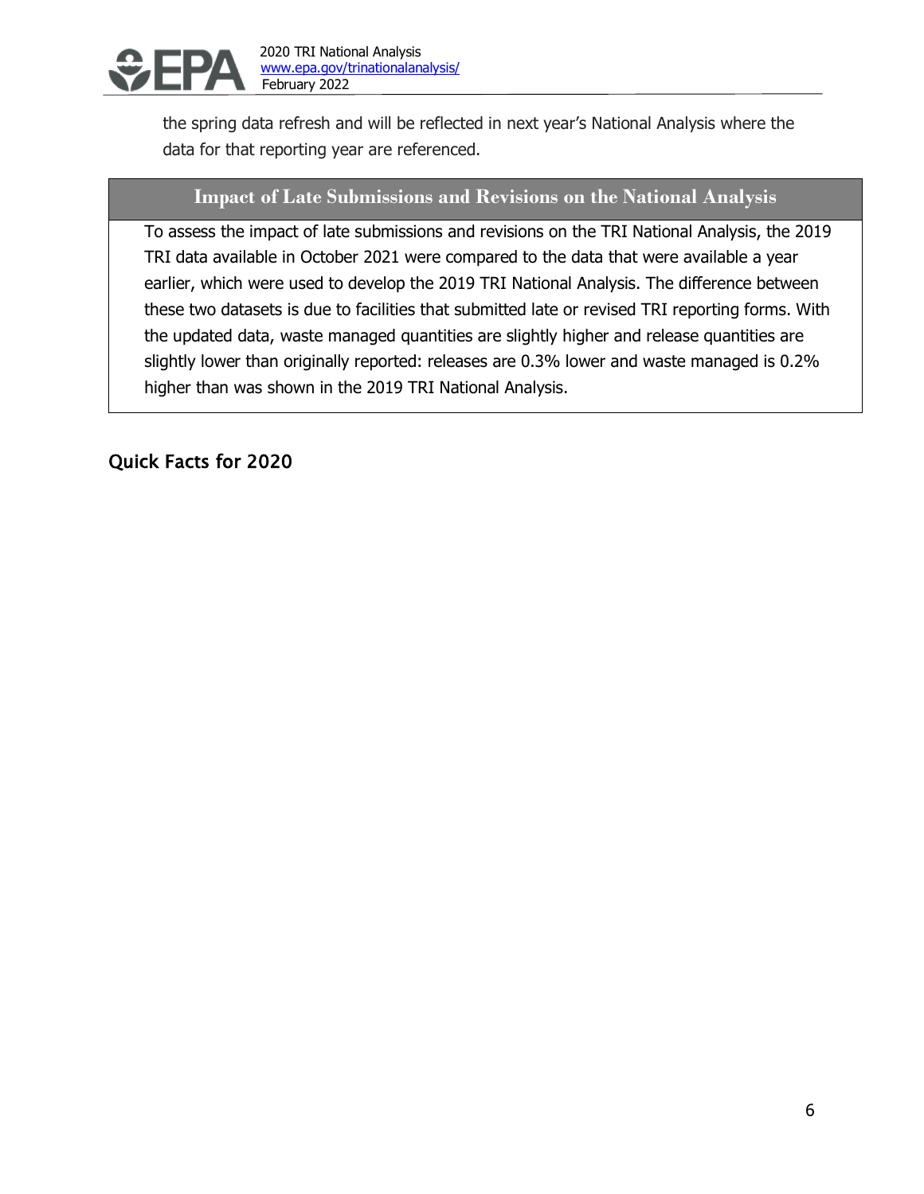the spring data refresh and will be reflected in next year's National Analysis where the data for that reporting year are referenced.

### Impact of Late Submissions and Revisions on the National Analysis

To assess the impact of late submissions and revisions on the TRI National Analysis, the 2019 TRI data available in October 2021 were compared to the data that were available a year earlier, which were used to develop the 2019 TRI National Analysis. The difference between these two datasets is due to facilities that submitted late or revised TRI reporting forms. With the updated data, waste managed quantities are slightly higher and release quantities are slightly lower than originally reported: releases are 0.3% lower and waste managed is 0.2% higher than was shown in the 2019 TRI National Analysis.

## Quick Facts for 2020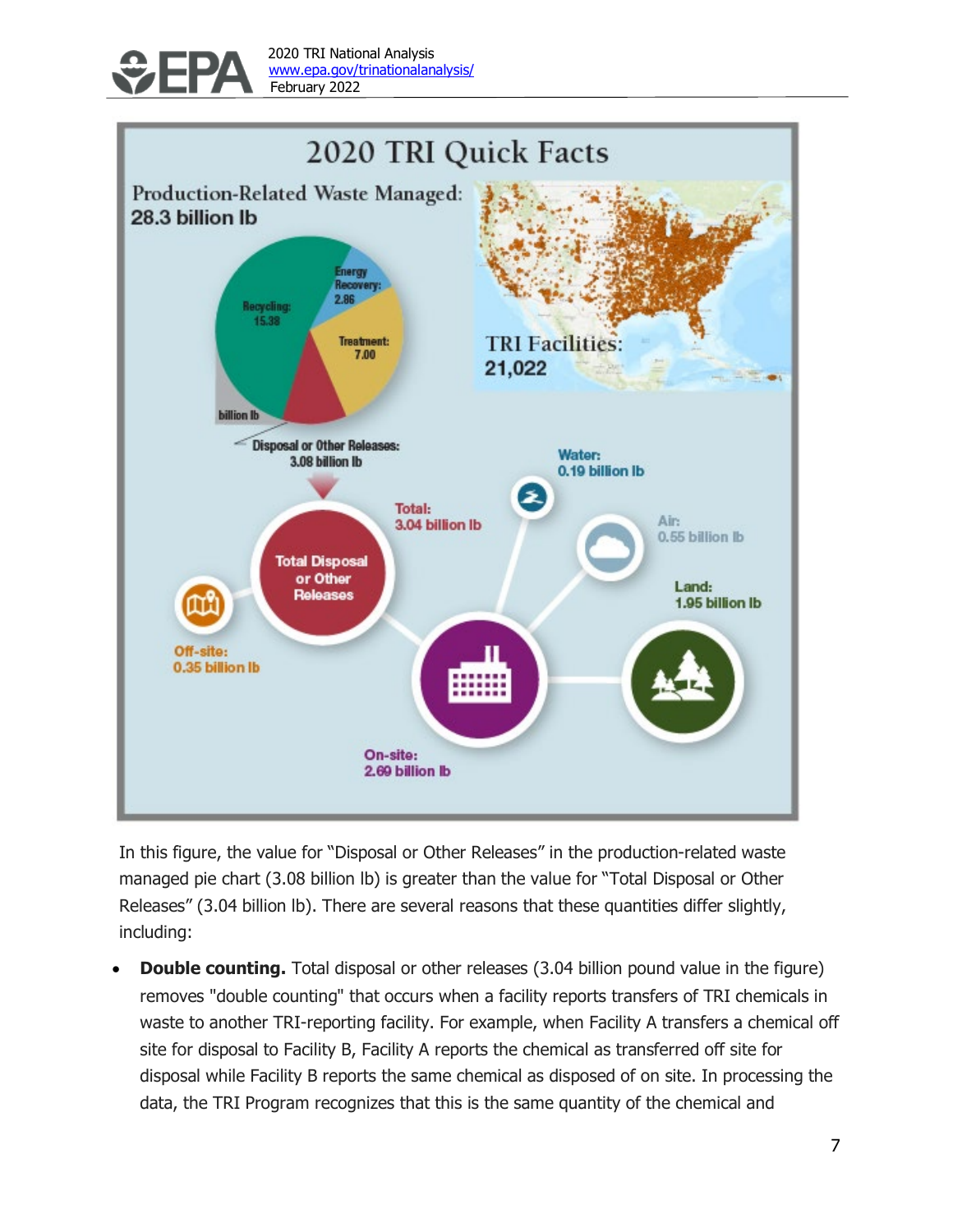## 2020 TRI Quick Facts

Production-Related Waste Managed: **28.3 billion lb**

- Recycling: 15.38
- Energy Recovery: 2.86
- Treatment: 7.00
- billion lb
- Disposal or Other Releases: 3.08 billion lb

TRI Facilities: **21,022**

**Total Disposal or Other Releases**

- Total: 3.04 billion lb
- Off-site: 0.35 billion lb
- On-site: 2.69 billion lb
- Water: 0.19 billion lb
- Air: 0.55 billion lb
- Land: 1.95 billion lb

In this figure, the value for "Disposal or Other Releases" in the production-related waste managed pie chart (3.08 billion lb) is greater than the value for "Total Disposal or Other Releases" (3.04 billion lb). There are several reasons that these quantities differ slightly, including:

- **Double counting.** Total disposal or other releases (3.04 billion pound value in the figure) removes "double counting" that occurs when a facility reports transfers of TRI chemicals in waste to another TRI-reporting facility. For example, when Facility A transfers a chemical off site for disposal to Facility B, Facility A reports the chemical as transferred off site for disposal while Facility B reports the same chemical as disposed of on site. In processing the data, the TRI Program recognizes that this is the same quantity of the chemical and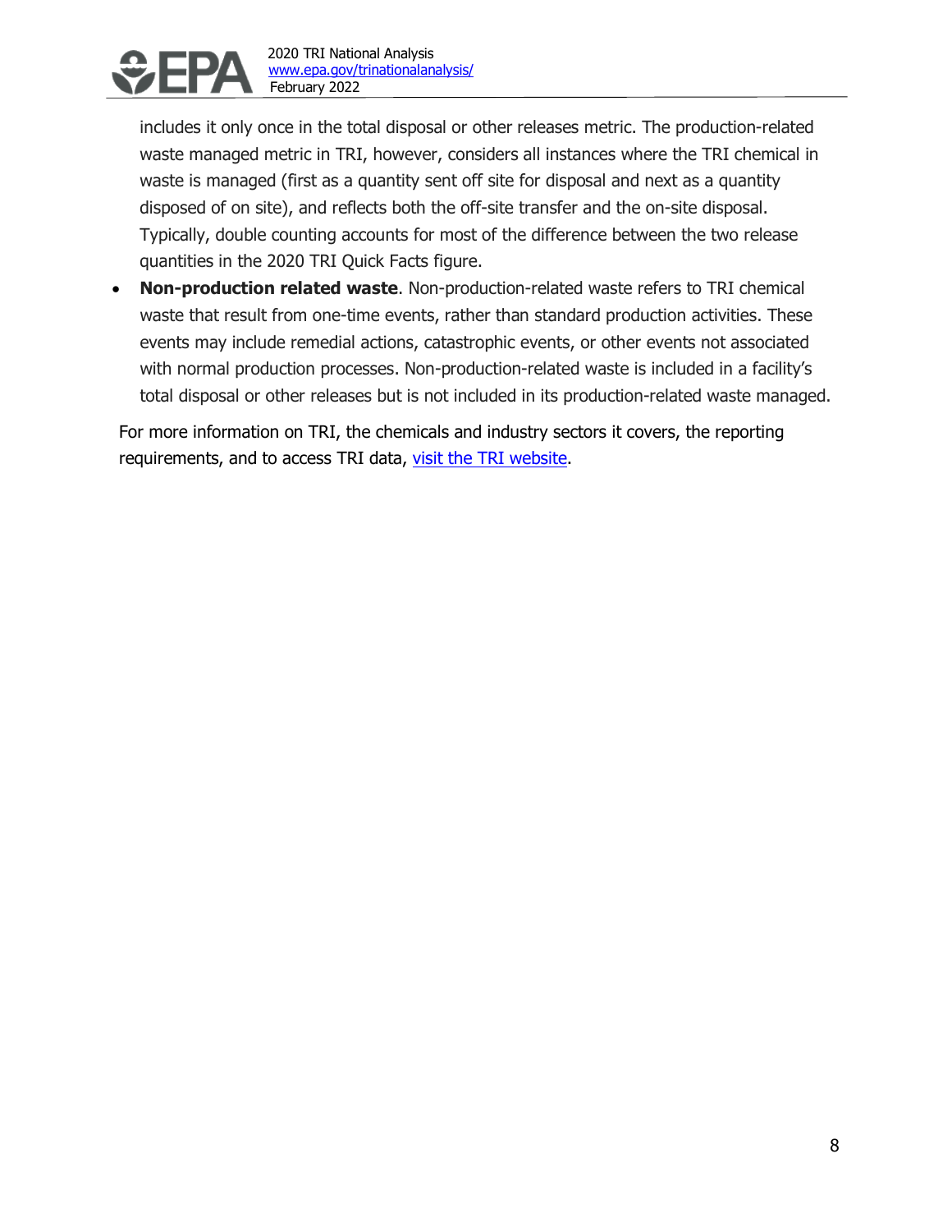includes it only once in the total disposal or other releases metric. The production-related waste managed metric in TRI, however, considers all instances where the TRI chemical in waste is managed (first as a quantity sent off site for disposal and next as a quantity disposed of on site), and reflects both the off-site transfer and the on-site disposal. Typically, double counting accounts for most of the difference between the two release quantities in the 2020 TRI Quick Facts figure.

- **Non-production related waste**. Non-production-related waste refers to TRI chemical waste that result from one-time events, rather than standard production activities. These events may include remedial actions, catastrophic events, or other events not associated with normal production processes. Non-production-related waste is included in a facility's total disposal or other releases but is not included in its production-related waste managed.

For more information on TRI, the chemicals and industry sectors it covers, the reporting requirements, and to access TRI data, visit the TRI website.